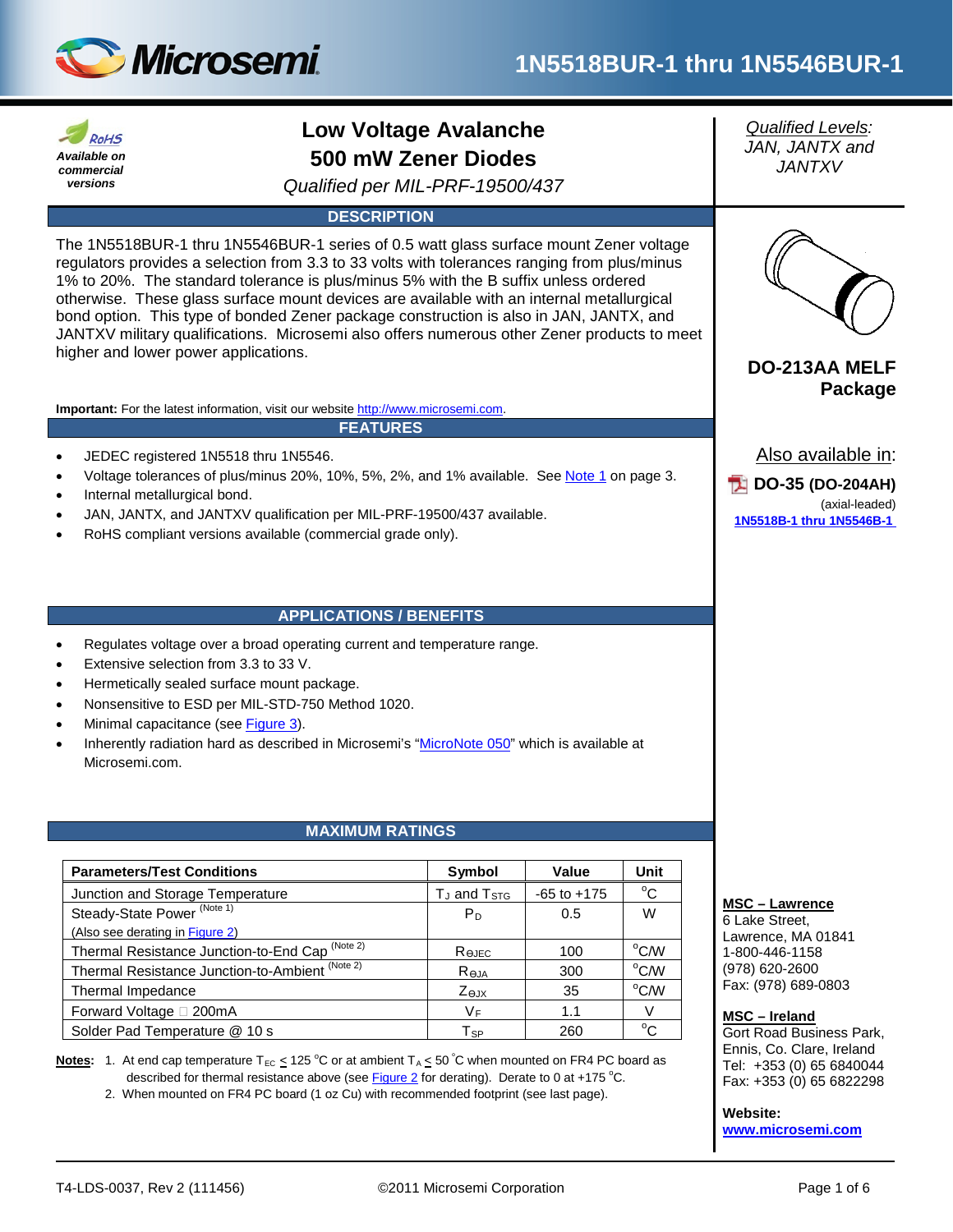# 1N5518BUR-1 thru 1N5546BUR-1

*RoHS*
***Available on commercial versions***

## Low Voltage Avalanche 500 mW Zener Diodes

*Qualified per MIL-PRF-19500/437*

*Qualified Levels:*
*JAN, JANTX and JANTXV*

### DESCRIPTION

The 1N5518BUR-1 thru 1N5546BUR-1 series of 0.5 watt glass surface mount Zener voltage regulators provides a selection from 3.3 to 33 volts with tolerances ranging from plus/minus 1% to 20%. The standard tolerance is plus/minus 5% with the B suffix unless ordered otherwise. These glass surface mount devices are available with an internal metallurgical bond option. This type of bonded Zener package construction is also in JAN, JANTX, and JANTXV military qualifications. Microsemi also offers numerous other Zener products to meet higher and lower power applications.

**Important:** For the latest information, visit our website http://www.microsemi.com.

**DO-213AA MELF Package**

Also available in:

**DO-35 (DO-204AH)**
(axial-leaded)
**1N5518B-1 thru 1N5546B-1**

### FEATURES

- JEDEC registered 1N5518 thru 1N5546.
- Voltage tolerances of plus/minus 20%, 10%, 5%, 2%, and 1% available. See Note 1 on page 3.
- Internal metallurgical bond.
- JAN, JANTX, and JANTXV qualification per MIL-PRF-19500/437 available.
- RoHS compliant versions available (commercial grade only).

### APPLICATIONS / BENEFITS

- Regulates voltage over a broad operating current and temperature range.
- Extensive selection from 3.3 to 33 V.
- Hermetically sealed surface mount package.
- Nonsensitive to ESD per MIL-STD-750 Method 1020.
- Minimal capacitance (see Figure 3).
- Inherently radiation hard as described in Microsemi's "MicroNote 050" which is available at Microsemi.com.

### MAXIMUM RATINGS

| Parameters/Test Conditions | Symbol | Value | Unit |
|---|---|---|---|
| Junction and Storage Temperature | $T_J$ and $T_{STG}$ | -65 to +175 | °C |
| Steady-State Power (Note 1) (Also see derating in Figure 2) | $P_D$ | 0.5 | W |
| Thermal Resistance Junction-to-End Cap (Note 2) | $R_{\Theta JEC}$ | 100 | °C/W |
| Thermal Resistance Junction-to-Ambient (Note 2) | $R_{\Theta JA}$ | 300 | °C/W |
| Thermal Impedance | $Z_{\Theta JX}$ | 35 | °C/W |
| Forward Voltage @ 200mA | $V_F$ | 1.1 | V |
| Solder Pad Temperature @ 10 s | $T_{SP}$ | 260 | °C |

**Notes:**
1. At end cap temperature $T_{EC} \leq 125$ °C or at ambient $T_A \leq 50$ °C when mounted on FR4 PC board as described for thermal resistance above (see Figure 2 for derating). Derate to 0 at +175 °C.
2. When mounted on FR4 PC board (1 oz Cu) with recommended footprint (see last page).

**MSC – Lawrence**
6 Lake Street,
Lawrence, MA 01841
1-800-446-1158
(978) 620-2600
Fax: (978) 689-0803

**MSC – Ireland**
Gort Road Business Park,
Ennis, Co. Clare, Ireland
Tel: +353 (0) 65 6840044
Fax: +353 (0) 65 6822298

**Website:**
**www.microsemi.com**

T4-LDS-0037, Rev 2 (111456) ©2011 Microsemi Corporation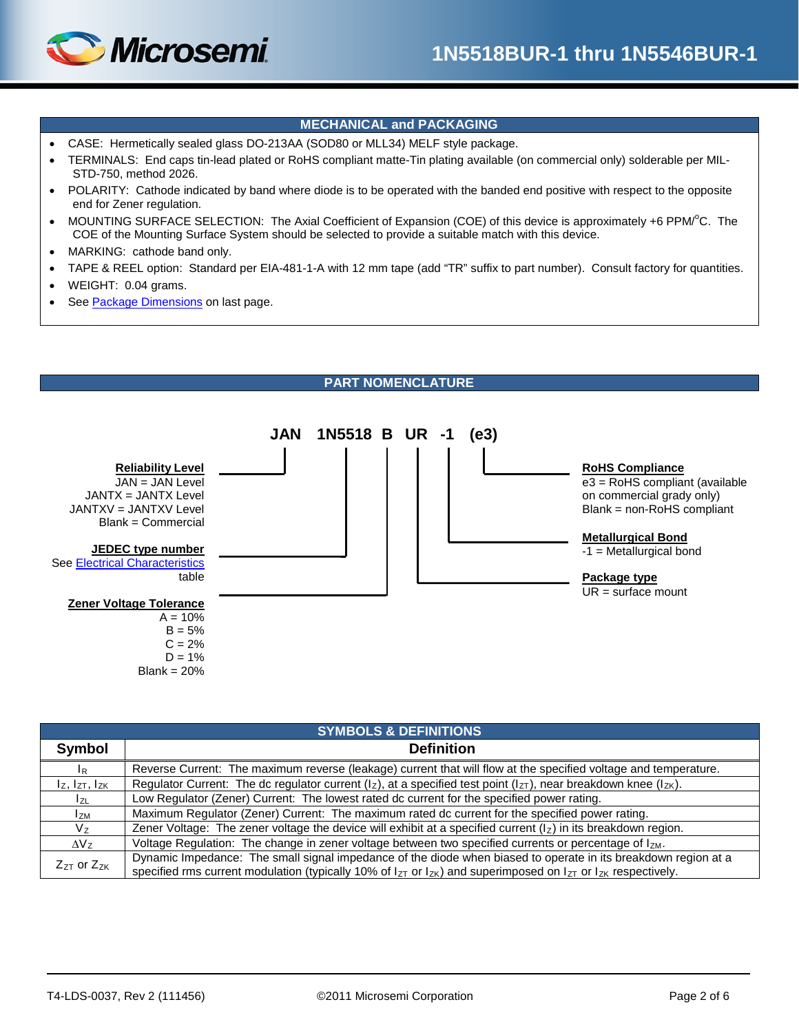## MECHANICAL and PACKAGING

- CASE: Hermetically sealed glass DO-213AA (SOD80 or MLL34) MELF style package.
- TERMINALS: End caps tin-lead plated or RoHS compliant matte-Tin plating available (on commercial only) solderable per MIL-STD-750, method 2026.
- POLARITY: Cathode indicated by band where diode is to be operated with the banded end positive with respect to the opposite end for Zener regulation.
- MOUNTING SURFACE SELECTION: The Axial Coefficient of Expansion (COE) of this device is approximately +6 PPM/°C. The COE of the Mounting Surface System should be selected to provide a suitable match with this device.
- MARKING: cathode band only.
- TAPE & REEL option: Standard per EIA-481-1-A with 12 mm tape (add "TR" suffix to part number). Consult factory for quantities.
- WEIGHT: 0.04 grams.
- See Package Dimensions on last page.

## PART NOMENCLATURE

**JAN 1N5518 B UR -1 (e3)**

**Reliability Level**
JAN = JAN Level
JANTX = JANTX Level
JANTXV = JANTXV Level
Blank = Commercial

**JEDEC type number**
See Electrical Characteristics table

**Zener Voltage Tolerance**
A = 10%
B = 5%
C = 2%
D = 1%
Blank = 20%

**RoHS Compliance**
e3 = RoHS compliant (available on commercial grady only)
Blank = non-RoHS compliant

**Metallurgical Bond**
-1 = Metallurgical bond

**Package type**
UR = surface mount

## SYMBOLS & DEFINITIONS

| Symbol | Definition |
|---|---|
| $I_R$ | Reverse Current: The maximum reverse (leakage) current that will flow at the specified voltage and temperature. |
| $I_Z$, $I_{ZT}$, $I_{ZK}$ | Regulator Current: The dc regulator current ($I_Z$), at a specified test point ($I_{ZT}$), near breakdown knee ($I_{ZK}$). |
| $I_{ZL}$ | Low Regulator (Zener) Current: The lowest rated dc current for the specified power rating. |
| $I_{ZM}$ | Maximum Regulator (Zener) Current: The maximum rated dc current for the specified power rating. |
| $V_Z$ | Zener Voltage: The zener voltage the device will exhibit at a specified current ($I_Z$) in its breakdown region. |
| $\Delta V_Z$ | Voltage Regulation: The change in zener voltage between two specified currents or percentage of $I_{ZM}$. |
| $Z_{ZT}$ or $Z_{ZK}$ | Dynamic Impedance: The small signal impedance of the diode when biased to operate in its breakdown region at a specified rms current modulation (typically 10% of $I_{ZT}$ or $I_{ZK}$) and superimposed on $I_{ZT}$ or $I_{ZK}$ respectively. |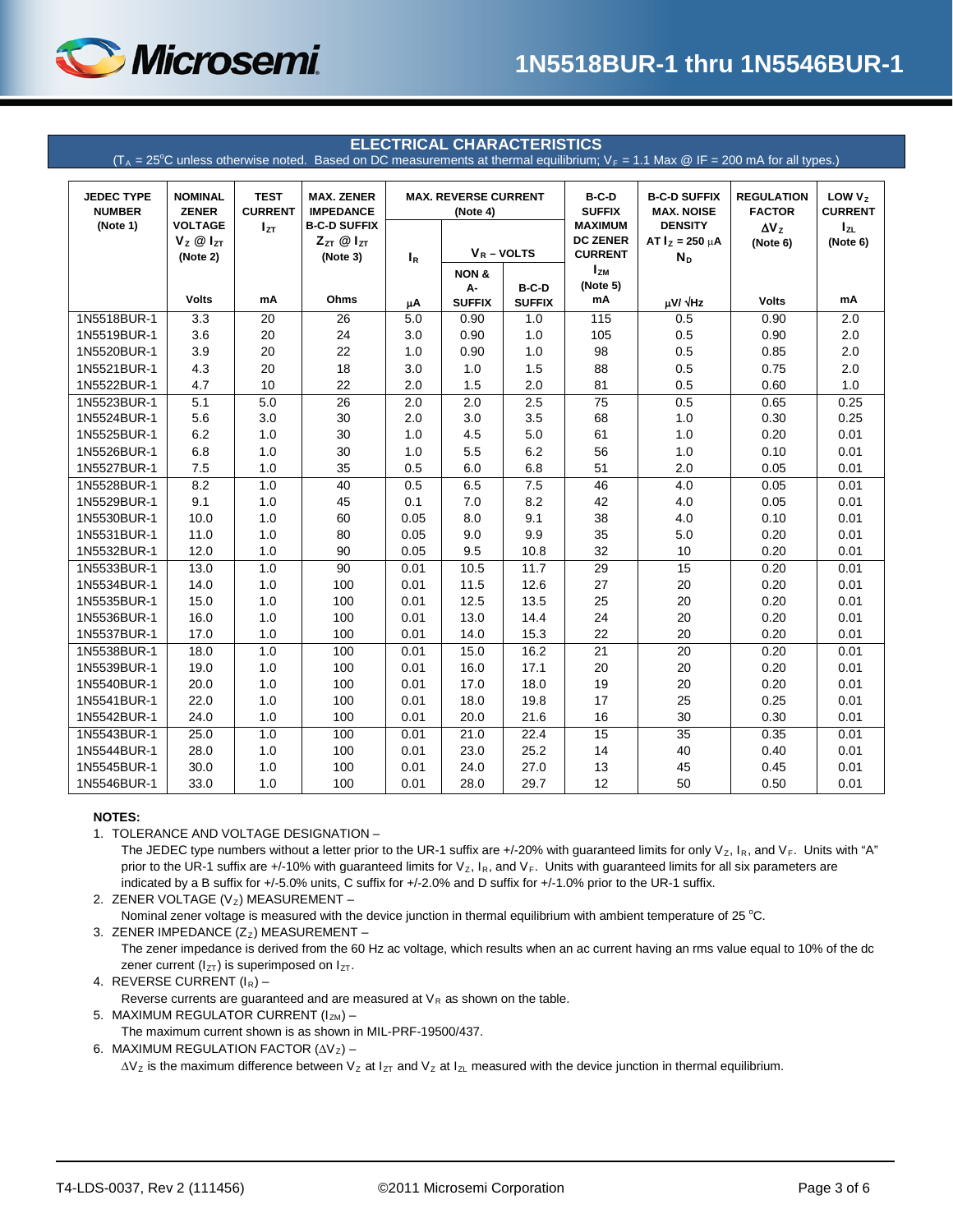## ELECTRICAL CHARACTERISTICS

($T_A$ = 25°C unless otherwise noted. Based on DC measurements at thermal equilibrium; $V_F$ = 1.1 Max @ IF = 200 mA for all types.)

| JEDEC TYPE NUMBER (Note 1) | NOMINAL ZENER VOLTAGE $V_Z$ @ $I_{ZT}$ (Note 2) | TEST CURRENT $I_{ZT}$ | MAX. ZENER IMPEDANCE B-C-D SUFFIX $Z_{ZT}$ @ $I_{ZT}$ (Note 3) | MAX. REVERSE CURRENT (Note 4) $I_R$ | $V_R$ – VOLTS NON & A-SUFFIX | $V_R$ – VOLTS B-C-D SUFFIX | B-C-D SUFFIX MAXIMUM DC ZENER CURRENT $I_{ZM}$ (Note 5) | B-C-D SUFFIX MAX. NOISE DENSITY AT $I_Z$ = 250 μA $N_D$ | REGULATION FACTOR $\Delta V_Z$ (Note 6) | LOW $V_Z$ CURRENT $I_{ZL}$ (Note 6) |
|---|---|---|---|---|---|---|---|---|---|---|
| | Volts | mA | Ohms | μA | | | mA | μV/ √Hz | Volts | mA |
| 1N5518BUR-1 | 3.3 | 20 | 26 | 5.0 | 0.90 | 1.0 | 115 | 0.5 | 0.90 | 2.0 |
| 1N5519BUR-1 | 3.6 | 20 | 24 | 3.0 | 0.90 | 1.0 | 105 | 0.5 | 0.90 | 2.0 |
| 1N5520BUR-1 | 3.9 | 20 | 22 | 1.0 | 0.90 | 1.0 | 98 | 0.5 | 0.85 | 2.0 |
| 1N5521BUR-1 | 4.3 | 20 | 18 | 3.0 | 1.0 | 1.5 | 88 | 0.5 | 0.75 | 2.0 |
| 1N5522BUR-1 | 4.7 | 10 | 22 | 2.0 | 1.5 | 2.0 | 81 | 0.5 | 0.60 | 1.0 |
| 1N5523BUR-1 | 5.1 | 5.0 | 26 | 2.0 | 2.0 | 2.5 | 75 | 0.5 | 0.65 | 0.25 |
| 1N5524BUR-1 | 5.6 | 3.0 | 30 | 2.0 | 3.0 | 3.5 | 68 | 1.0 | 0.30 | 0.25 |
| 1N5525BUR-1 | 6.2 | 1.0 | 30 | 1.0 | 4.5 | 5.0 | 61 | 1.0 | 0.20 | 0.01 |
| 1N5526BUR-1 | 6.8 | 1.0 | 30 | 1.0 | 5.5 | 6.2 | 56 | 1.0 | 0.10 | 0.01 |
| 1N5527BUR-1 | 7.5 | 1.0 | 35 | 0.5 | 6.0 | 6.8 | 51 | 2.0 | 0.05 | 0.01 |
| 1N5528BUR-1 | 8.2 | 1.0 | 40 | 0.5 | 6.5 | 7.5 | 46 | 4.0 | 0.05 | 0.01 |
| 1N5529BUR-1 | 9.1 | 1.0 | 45 | 0.1 | 7.0 | 8.2 | 42 | 4.0 | 0.05 | 0.01 |
| 1N5530BUR-1 | 10.0 | 1.0 | 60 | 0.05 | 8.0 | 9.1 | 38 | 4.0 | 0.10 | 0.01 |
| 1N5531BUR-1 | 11.0 | 1.0 | 80 | 0.05 | 9.0 | 9.9 | 35 | 5.0 | 0.20 | 0.01 |
| 1N5532BUR-1 | 12.0 | 1.0 | 90 | 0.05 | 9.5 | 10.8 | 32 | 10 | 0.20 | 0.01 |
| 1N5533BUR-1 | 13.0 | 1.0 | 90 | 0.01 | 10.5 | 11.7 | 29 | 15 | 0.20 | 0.01 |
| 1N5534BUR-1 | 14.0 | 1.0 | 100 | 0.01 | 11.5 | 12.6 | 27 | 20 | 0.20 | 0.01 |
| 1N5535BUR-1 | 15.0 | 1.0 | 100 | 0.01 | 12.5 | 13.5 | 25 | 20 | 0.20 | 0.01 |
| 1N5536BUR-1 | 16.0 | 1.0 | 100 | 0.01 | 13.0 | 14.4 | 24 | 20 | 0.20 | 0.01 |
| 1N5537BUR-1 | 17.0 | 1.0 | 100 | 0.01 | 14.0 | 15.3 | 22 | 20 | 0.20 | 0.01 |
| 1N5538BUR-1 | 18.0 | 1.0 | 100 | 0.01 | 15.0 | 16.2 | 21 | 20 | 0.20 | 0.01 |
| 1N5539BUR-1 | 19.0 | 1.0 | 100 | 0.01 | 16.0 | 17.1 | 20 | 20 | 0.20 | 0.01 |
| 1N5540BUR-1 | 20.0 | 1.0 | 100 | 0.01 | 17.0 | 18.0 | 19 | 20 | 0.20 | 0.01 |
| 1N5541BUR-1 | 22.0 | 1.0 | 100 | 0.01 | 18.0 | 19.8 | 17 | 25 | 0.25 | 0.01 |
| 1N5542BUR-1 | 24.0 | 1.0 | 100 | 0.01 | 20.0 | 21.6 | 16 | 30 | 0.30 | 0.01 |
| 1N5543BUR-1 | 25.0 | 1.0 | 100 | 0.01 | 21.0 | 22.4 | 15 | 35 | 0.35 | 0.01 |
| 1N5544BUR-1 | 28.0 | 1.0 | 100 | 0.01 | 23.0 | 25.2 | 14 | 40 | 0.40 | 0.01 |
| 1N5545BUR-1 | 30.0 | 1.0 | 100 | 0.01 | 24.0 | 27.0 | 13 | 45 | 0.45 | 0.01 |
| 1N5546BUR-1 | 33.0 | 1.0 | 100 | 0.01 | 28.0 | 29.7 | 12 | 50 | 0.50 | 0.01 |

**NOTES:**

1. TOLERANCE AND VOLTAGE DESIGNATION –
   The JEDEC type numbers without a letter prior to the UR-1 suffix are +/-20% with guaranteed limits for only $V_Z$, $I_R$, and $V_F$. Units with "A" prior to the UR-1 suffix are +/-10% with guaranteed limits for $V_Z$, $I_R$, and $V_F$. Units with guaranteed limits for all six parameters are indicated by a B suffix for +/-5.0% units, C suffix for +/-2.0% and D suffix for +/-1.0% prior to the UR-1 suffix.
2. ZENER VOLTAGE ($V_Z$) MEASUREMENT –
   Nominal zener voltage is measured with the device junction in thermal equilibrium with ambient temperature of 25 °C.
3. ZENER IMPEDANCE ($Z_Z$) MEASUREMENT –
   The zener impedance is derived from the 60 Hz ac voltage, which results when an ac current having an rms value equal to 10% of the dc zener current ($I_{ZT}$) is superimposed on $I_{ZT}$.
4. REVERSE CURRENT ($I_R$) –
   Reverse currents are guaranteed and are measured at $V_R$ as shown on the table.
5. MAXIMUM REGULATOR CURRENT ($I_{ZM}$) –
   The maximum current shown is as shown in MIL-PRF-19500/437.
6. MAXIMUM REGULATION FACTOR ($\Delta V_Z$) –
   $\Delta V_Z$ is the maximum difference between $V_Z$ at $I_{ZT}$ and $V_Z$ at $I_{ZL}$ measured with the device junction in thermal equilibrium.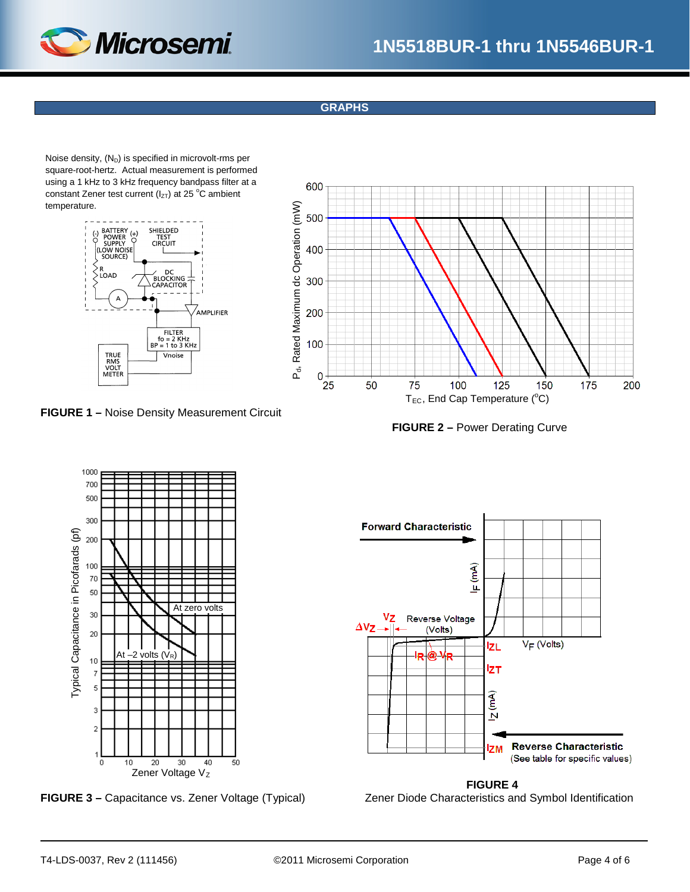## GRAPHS

Noise density, ($N_D$) is specified in microvolt-rms per square-root-hertz. Actual measurement is performed using a 1 kHz to 3 kHz frequency bandpass filter at a constant Zener test current ($I_{ZT}$) at 25 °C ambient temperature.

**FIGURE 1 –** Noise Density Measurement Circuit

**FIGURE 2 –** Power Derating Curve

**FIGURE 3 –** Capacitance vs. Zener Voltage (Typical)

**FIGURE 4**

Zener Diode Characteristics and Symbol Identification

T4-LDS-0037, Rev 2 (111456) ©2011 Microsemi Corporation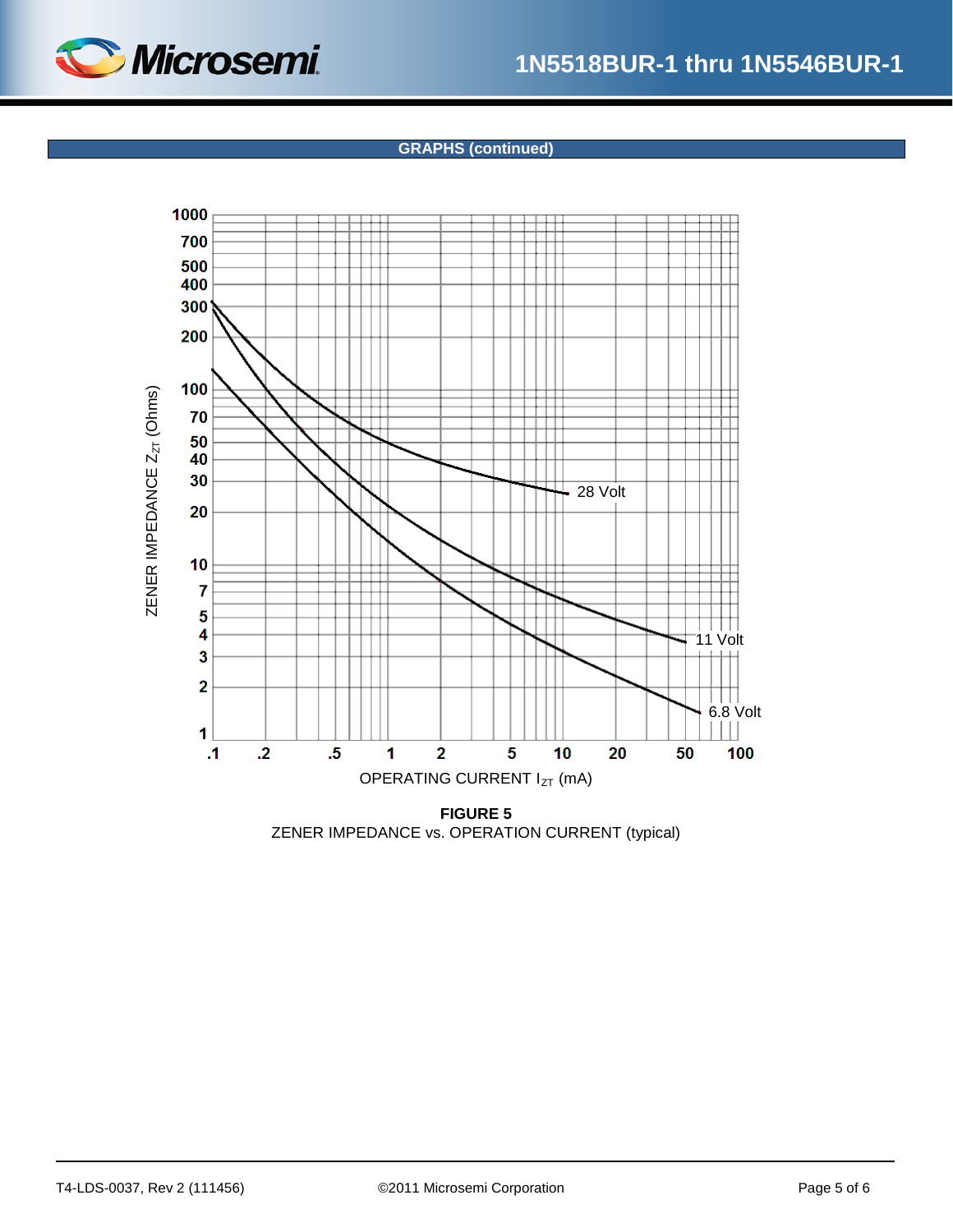## GRAPHS (continued)

**FIGURE 5**

ZENER IMPEDANCE vs. OPERATION CURRENT (typical)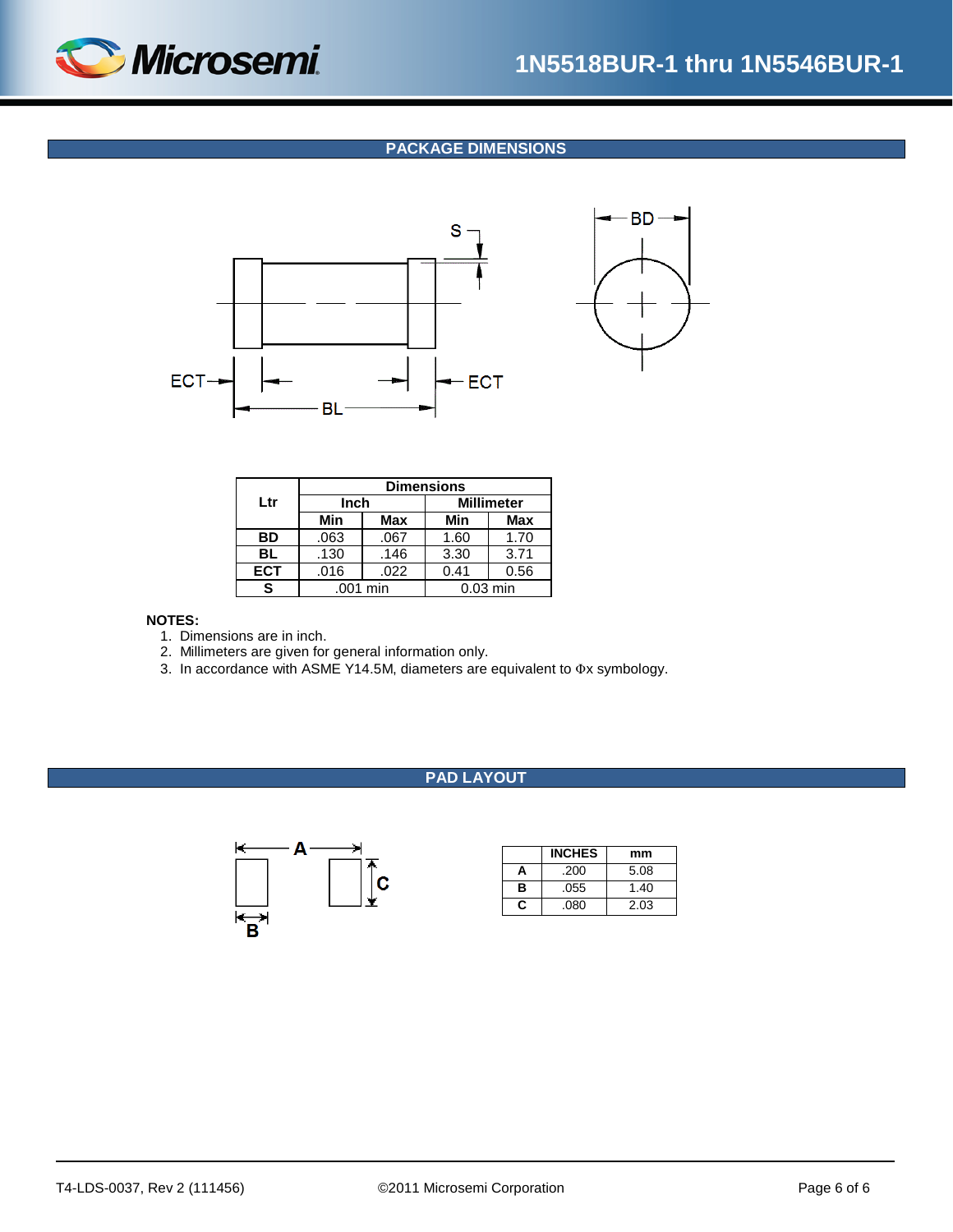## PACKAGE DIMENSIONS

| Ltr | Dimensions | | | |
|---|---|---|---|---|
| | Inch | | Millimeter | |
| | Min | Max | Min | Max |
| **BD** | .063 | .067 | 1.60 | 1.70 |
| **BL** | .130 | .146 | 3.30 | 3.71 |
| **ECT** | .016 | .022 | 0.41 | 0.56 |
| **S** | .001 min | | 0.03 min | |

**NOTES:**

1. Dimensions are in inch.
2. Millimeters are given for general information only.
3. In accordance with ASME Y14.5M, diameters are equivalent to Φx symbology.

## PAD LAYOUT

| | INCHES | mm |
|---|---|---|
| **A** | .200 | 5.08 |
| **B** | .055 | 1.40 |
| **C** | .080 | 2.03 |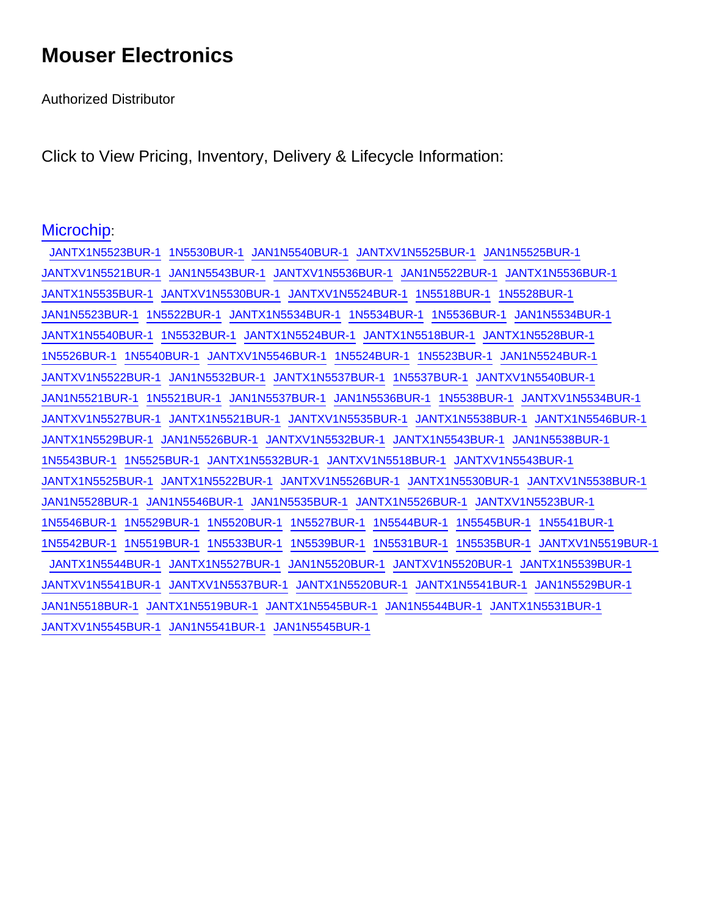# Mouser Electronics

Authorized Distributor

Click to View Pricing, Inventory, Delivery & Lifecycle Information:

Microchip:

JANTX1N5523BUR-1 1N5530BUR-1 JAN1N5540BUR-1 JANTXV1N5525BUR-1 JAN1N5525BUR-1 JANTXV1N5521BUR-1 JAN1N5543BUR-1 JANTXV1N5536BUR-1 JAN1N5522BUR-1 JANTX1N5536BUR-1 JANTX1N5535BUR-1 JANTXV1N5530BUR-1 JANTXV1N5524BUR-1 1N5518BUR-1 1N5528BUR-1 JAN1N5523BUR-1 1N5522BUR-1 JANTX1N5534BUR-1 1N5534BUR-1 1N5536BUR-1 JAN1N5534BUR-1 JANTX1N5540BUR-1 1N5532BUR-1 JANTX1N5524BUR-1 JANTX1N5518BUR-1 JANTX1N5528BUR-1 1N5526BUR-1 1N5540BUR-1 JANTXV1N5546BUR-1 1N5524BUR-1 1N5523BUR-1 JAN1N5524BUR-1 JANTXV1N5522BUR-1 JAN1N5532BUR-1 JANTX1N5537BUR-1 1N5537BUR-1 JANTXV1N5540BUR-1 JAN1N5521BUR-1 1N5521BUR-1 JAN1N5537BUR-1 JAN1N5536BUR-1 1N5538BUR-1 JANTXV1N5534BUR-1 JANTXV1N5527BUR-1 JANTX1N5521BUR-1 JANTXV1N5535BUR-1 JANTX1N5538BUR-1 JANTX1N5546BUR-1 JANTX1N5529BUR-1 JAN1N5526BUR-1 JANTXV1N5532BUR-1 JANTX1N5543BUR-1 JAN1N5538BUR-1 1N5543BUR-1 1N5525BUR-1 JANTX1N5532BUR-1 JANTXV1N5518BUR-1 JANTXV1N5543BUR-1 JANTX1N5525BUR-1 JANTX1N5522BUR-1 JANTXV1N5526BUR-1 JANTX1N5530BUR-1 JANTXV1N5538BUR-1 JAN1N5528BUR-1 JAN1N5546BUR-1 JAN1N5535BUR-1 JANTX1N5526BUR-1 JANTXV1N5523BUR-1 1N5546BUR-1 1N5529BUR-1 1N5520BUR-1 1N5527BUR-1 1N5544BUR-1 1N5545BUR-1 1N5541BUR-1 1N5542BUR-1 1N5519BUR-1 1N5533BUR-1 1N5539BUR-1 1N5531BUR-1 1N5535BUR-1 JANTXV1N5519BUR-1 JANTX1N5544BUR-1 JANTX1N5527BUR-1 JAN1N5520BUR-1 JANTXV1N5520BUR-1 JANTX1N5539BUR-1 JANTXV1N5541BUR-1 JANTXV1N5537BUR-1 JANTX1N5520BUR-1 JANTX1N5541BUR-1 JAN1N5529BUR-1 JAN1N5518BUR-1 JANTX1N5519BUR-1 JANTX1N5545BUR-1 JAN1N5544BUR-1 JANTX1N5531BUR-1 JANTXV1N5545BUR-1 JAN1N5541BUR-1 JAN1N5545BUR-1